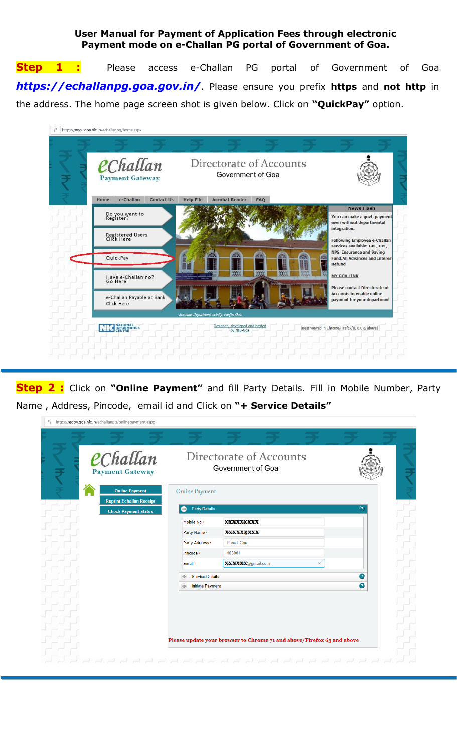**User Manual for Payment of Application Fees through electronic Payment mode on e-Challan PG portal of Government of Goa.**

**Step 1 :** Please access e-Challan PG portal of Government of Goa ***https://echallanpg.goa.gov.in/***. Please ensure you prefix **https** and **not http** in the address. The home page screen shot is given below. Click on **"QuickPay"** option.

**Step 2 :** Click on **"Online Payment"** and fill Party Details. Fill in Mobile Number, Party Name , Address, Pincode, email id and Click on **"+ Service Details"**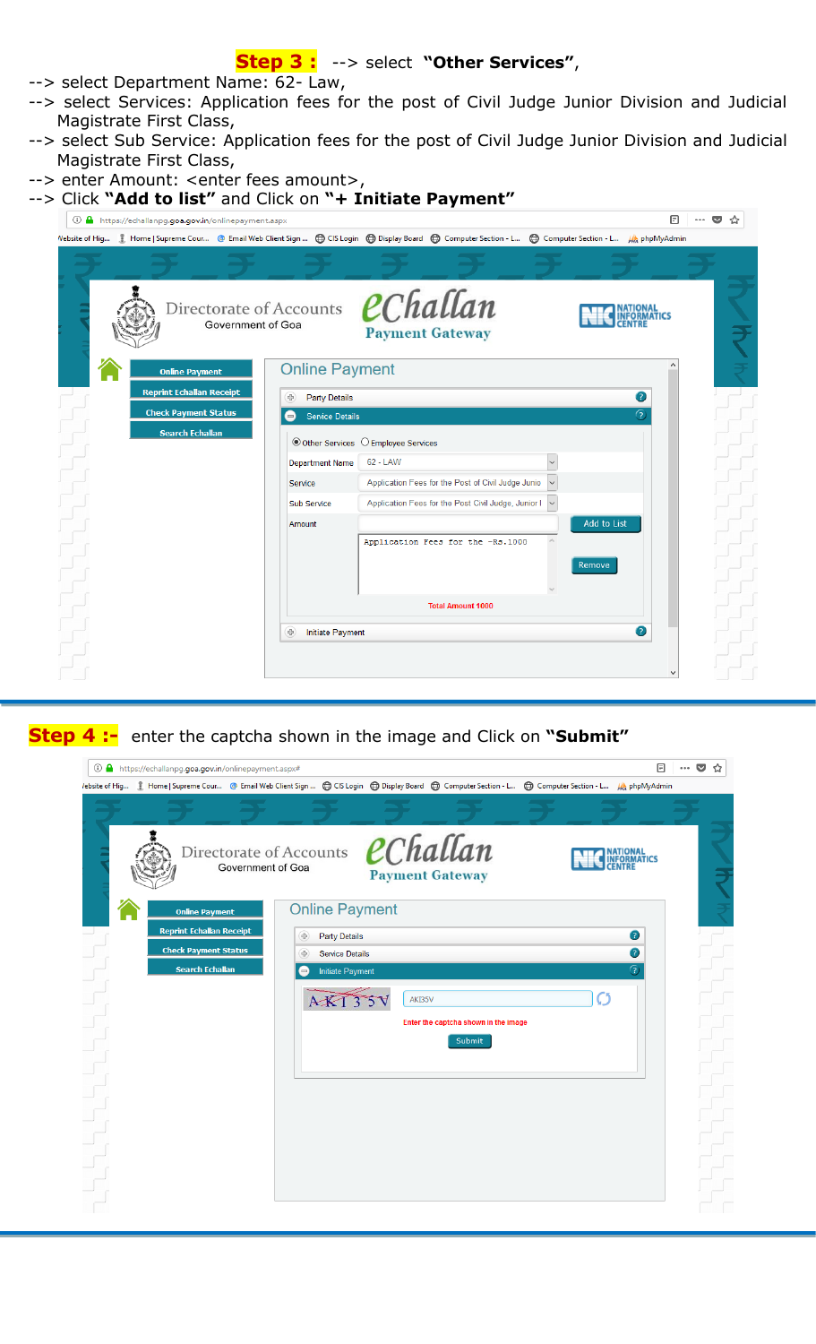**Step 3 :** --> select **"Other Services"**,

--> select Department Name: 62- Law,

--> select Services: Application fees for the post of Civil Judge Junior Division and Judicial Magistrate First Class,

--> select Sub Service: Application fees for the post of Civil Judge Junior Division and Judicial Magistrate First Class,

--> enter Amount: <enter fees amount>,

--> Click **"Add to list"** and Click on **"+ Initiate Payment"**

**Step 4 :-** enter the captcha shown in the image and Click on **"Submit"**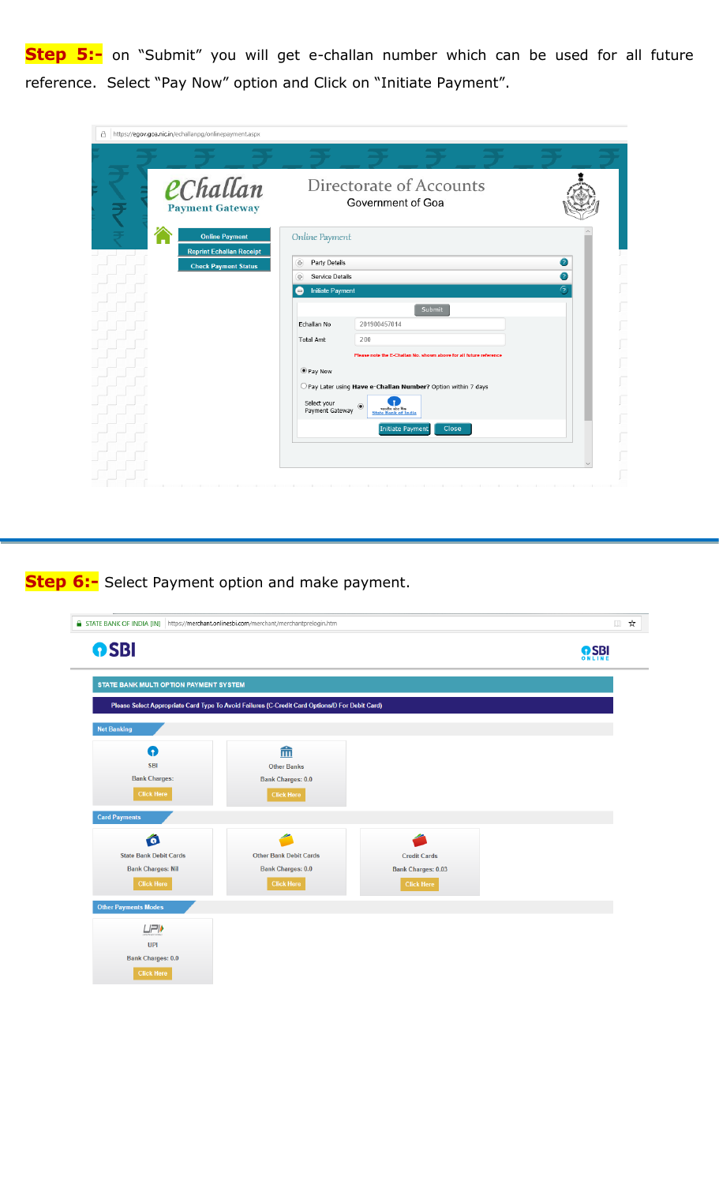**Step 5:-** on "Submit" you will get e-challan number which can be used for all future reference. Select "Pay Now" option and Click on "Initiate Payment".

https://egov.goa.nic.in/echallanpg/onlinepayment.aspx

eChallan Payment Gateway

Directorate of Accounts
Government of Goa

Online Payment
Reprint Echallan Receipt
Check Payment Status

Online Payment

Party Details

Service Details

Initiate Payment

Submit

Echallan No 201900457014

Total Amt 200

Please note the E-Challan No. shown above for all future reference

Pay Now

Pay Later using **Have e-Challan Number?** Option within 7 days

Select your Payment Gateway — State Bank of India

Initiate Payment Close

**Step 6:-** Select Payment option and make payment.

STATE BANK OF INDIA [IN] https://merchant.onlinesbi.com/merchant/merchantprelogin.htm

SBI

SBI ONLINE

STATE BANK MULTI OPTION PAYMENT SYSTEM

Please Select Appropriate Card Type To Avoid Failures (C-Credit Card Options/D For Debit Card)

Net Banking

SBI
Bank Charges:
Click Here

Other Banks
Bank Charges: 0.0
Click Here

Card Payments

State Bank Debit Cards
Bank Charges: Nil
Click Here

Other Bank Debit Cards
Bank Charges: 0.0
Click Here

Credit Cards
Bank Charges: 0.03
Click Here

Other Payments Modes

UPI
Bank Charges: 0.0
Click Here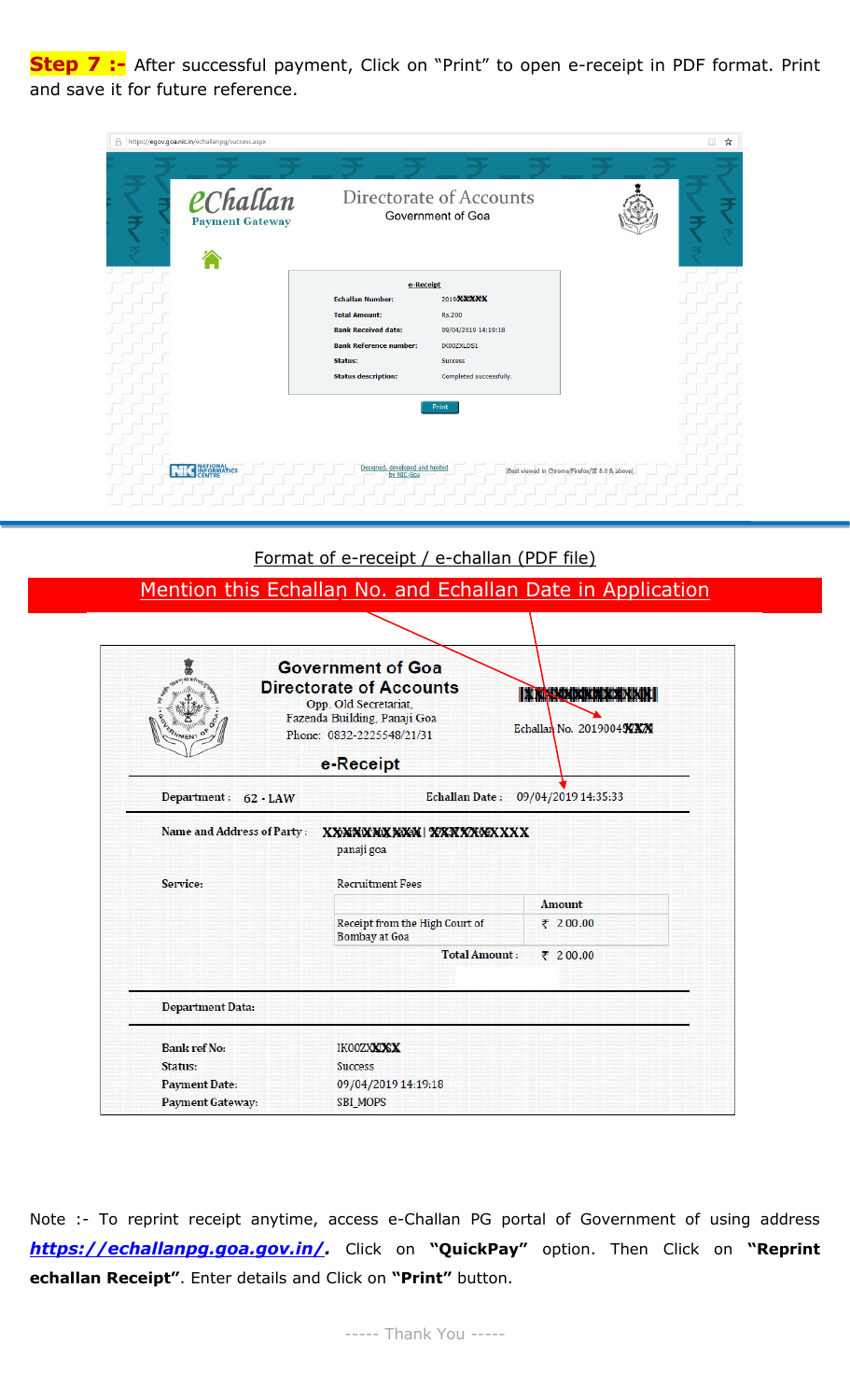**Step 7 :-** After successful payment, Click on "Print" to open e-receipt in PDF format. Print and save it for future reference.

https://egov.goa.nic.in/echallanpg/success.aspx

eChallan Payment Gateway

Directorate of Accounts
Government of Goa

e-Receipt

| | |
|---|---|
| Echallan Number: | 2019XXXXX |
| Total Amount: | Rs.200 |
| Bank Received date: | 09/04/2019 14:19:18 |
| Bank Reference number: | IK00ZXLDS1 |
| Status: | Success |
| Status description: | Completed successfully. |

Print

NATIONAL INFORMATICS CENTRE | Designed, developed and hosted by NIC-Goa | Best viewed in Chrome/Firefox/IE 8.0 & above

Format of e-receipt / e-challan (PDF file)

Mention this Echallan No. and Echallan Date in Application

**Government of Goa**
**Directorate of Accounts**
Opp. Old Secretariat,
Fazenda Building, Panaji Goa
Phone: 0832-2225548/21/31

Echallan No. 20190004XXX

**e-Receipt**

Department : 62 - LAW

Echallan Date : 09/04/2019 14:35:33

Name and Address of Party : XXXXXXXXXXX XXXXXXXXXXX
panaji goa

Service: Recruitment Fees

| | Amount |
|---|---|
| Receipt from the High Court of Bombay at Goa | ₹ 200.00 |
| Total Amount : | ₹ 200.00 |

Department Data:

| | |
|---|---|
| Bank ref No: | IK00ZXXXX |
| Status: | Success |
| Payment Date: | 09/04/2019 14:19:18 |
| Payment Gateway: | SBI_MOPS |

Note :- To reprint receipt anytime, access e-Challan PG portal of Government of using address ***https://echallanpg.goa.gov.in/***. Click on **"QuickPay"** option. Then Click on **"Reprint echallan Receipt"**. Enter details and Click on **"Print"** button.

----- Thank You -----